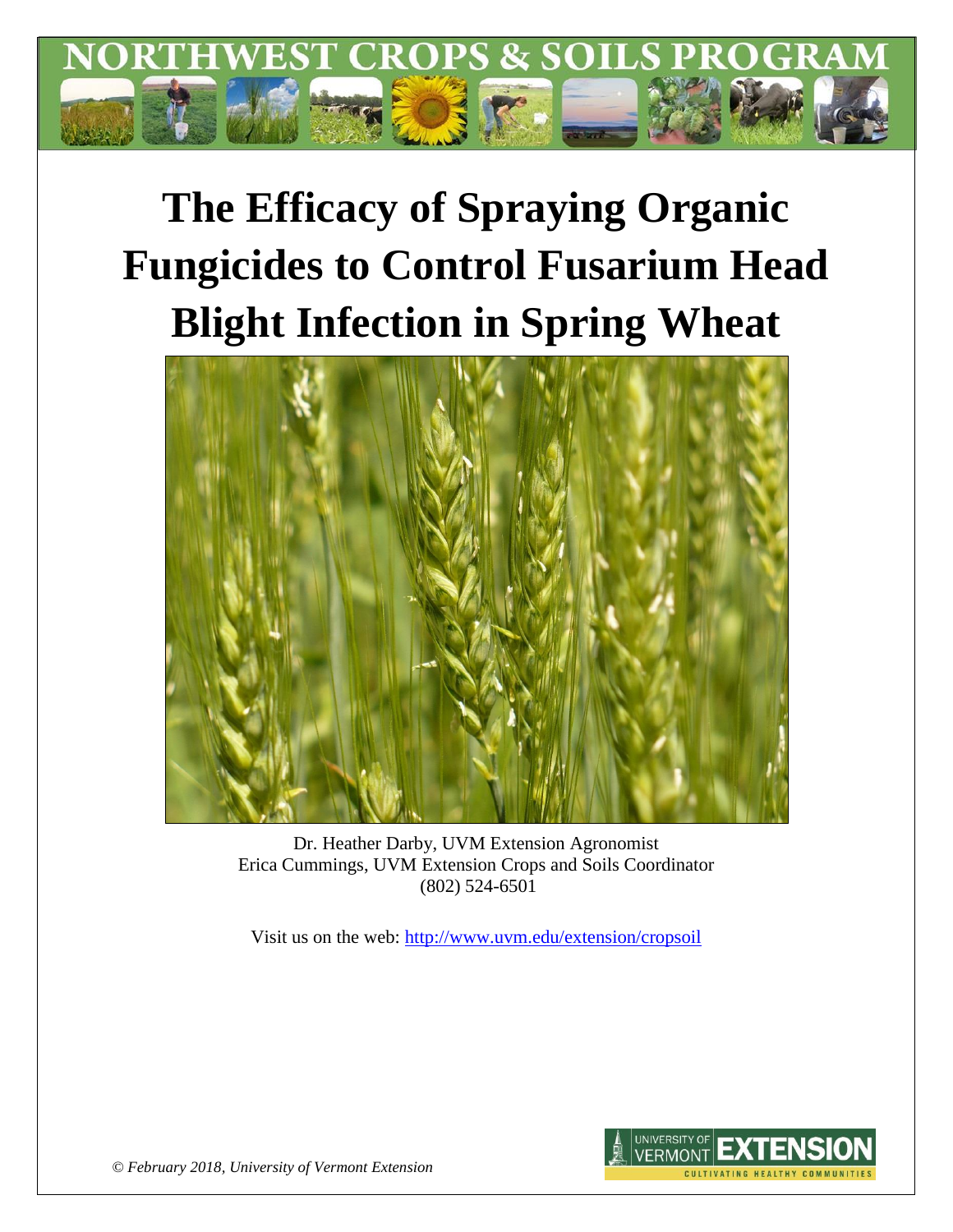NORTHWEST CROPS & SOILS PROGRAM

# The Efficacy of Spraying Organic Fungicides to Control Fusarium Head Blight Infection in Spring Wheat

Dr. Heather Darby, UVM Extension Agronomist
Erica Cummings, UVM Extension Crops and Soils Coordinator
(802) 524-6501

Visit us on the web: http://www.uvm.edu/extension/cropsoil

*© February 2018, University of Vermont Extension*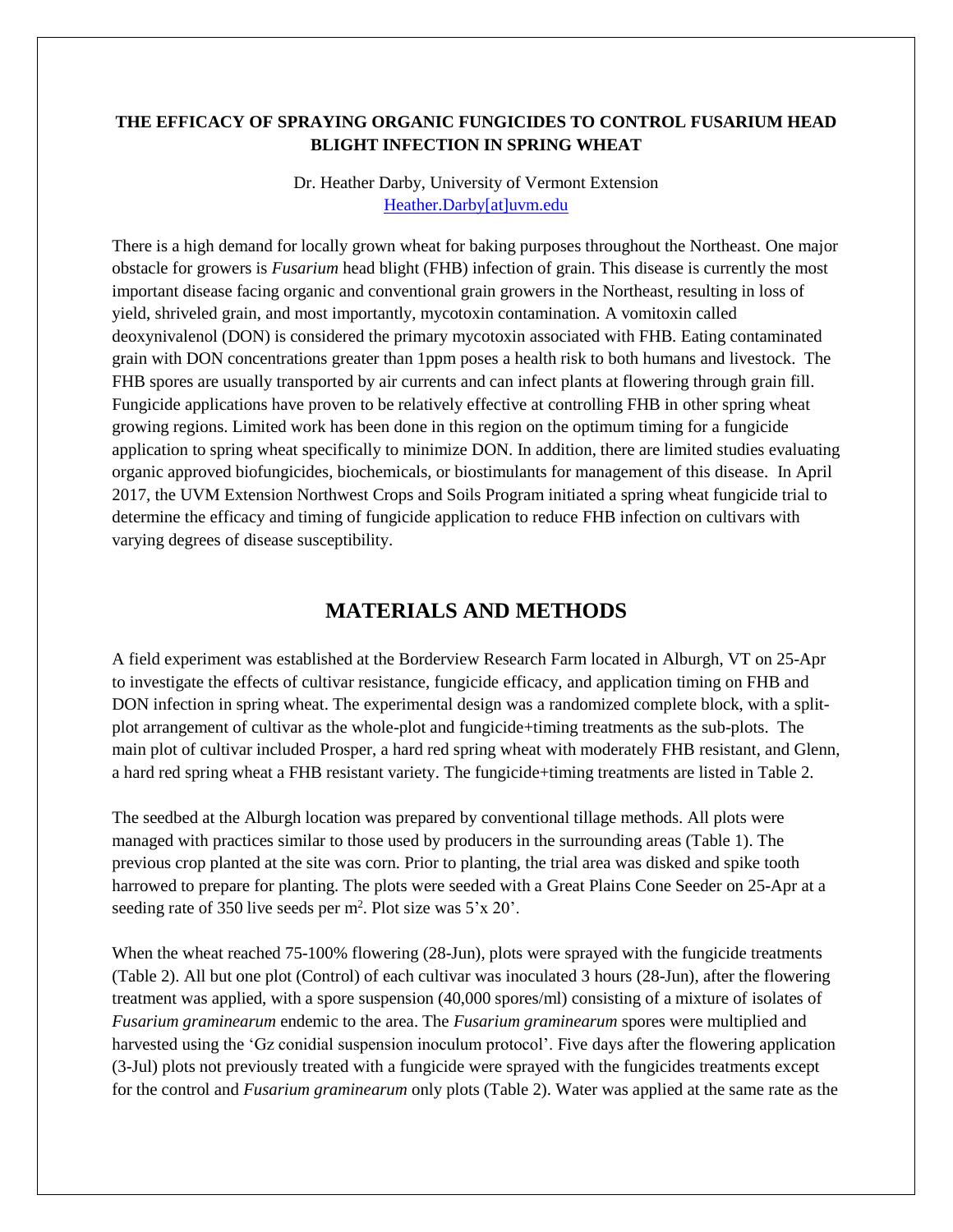**THE EFFICACY OF SPRAYING ORGANIC FUNGICIDES TO CONTROL FUSARIUM HEAD BLIGHT INFECTION IN SPRING WHEAT**

Dr. Heather Darby, University of Vermont Extension
Heather.Darby[at]uvm.edu

There is a high demand for locally grown wheat for baking purposes throughout the Northeast. One major obstacle for growers is *Fusarium* head blight (FHB) infection of grain. This disease is currently the most important disease facing organic and conventional grain growers in the Northeast, resulting in loss of yield, shriveled grain, and most importantly, mycotoxin contamination. A vomitoxin called deoxynivalenol (DON) is considered the primary mycotoxin associated with FHB. Eating contaminated grain with DON concentrations greater than 1ppm poses a health risk to both humans and livestock. The FHB spores are usually transported by air currents and can infect plants at flowering through grain fill. Fungicide applications have proven to be relatively effective at controlling FHB in other spring wheat growing regions. Limited work has been done in this region on the optimum timing for a fungicide application to spring wheat specifically to minimize DON. In addition, there are limited studies evaluating organic approved biofungicides, biochemicals, or biostimulants for management of this disease. In April 2017, the UVM Extension Northwest Crops and Soils Program initiated a spring wheat fungicide trial to determine the efficacy and timing of fungicide application to reduce FHB infection on cultivars with varying degrees of disease susceptibility.

## MATERIALS AND METHODS

A field experiment was established at the Borderview Research Farm located in Alburgh, VT on 25-Apr to investigate the effects of cultivar resistance, fungicide efficacy, and application timing on FHB and DON infection in spring wheat. The experimental design was a randomized complete block, with a split-plot arrangement of cultivar as the whole-plot and fungicide+timing treatments as the sub-plots. The main plot of cultivar included Prosper, a hard red spring wheat with moderately FHB resistant, and Glenn, a hard red spring wheat a FHB resistant variety. The fungicide+timing treatments are listed in Table 2.

The seedbed at the Alburgh location was prepared by conventional tillage methods. All plots were managed with practices similar to those used by producers in the surrounding areas (Table 1). The previous crop planted at the site was corn. Prior to planting, the trial area was disked and spike tooth harrowed to prepare for planting. The plots were seeded with a Great Plains Cone Seeder on 25-Apr at a seeding rate of 350 live seeds per $m^2$. Plot size was 5'x 20'.

When the wheat reached 75-100% flowering (28-Jun), plots were sprayed with the fungicide treatments (Table 2). All but one plot (Control) of each cultivar was inoculated 3 hours (28-Jun), after the flowering treatment was applied, with a spore suspension (40,000 spores/ml) consisting of a mixture of isolates of *Fusarium graminearum* endemic to the area. The *Fusarium graminearum* spores were multiplied and harvested using the 'Gz conidial suspension inoculum protocol'. Five days after the flowering application (3-Jul) plots not previously treated with a fungicide were sprayed with the fungicides treatments except for the control and *Fusarium graminearum* only plots (Table 2). Water was applied at the same rate as the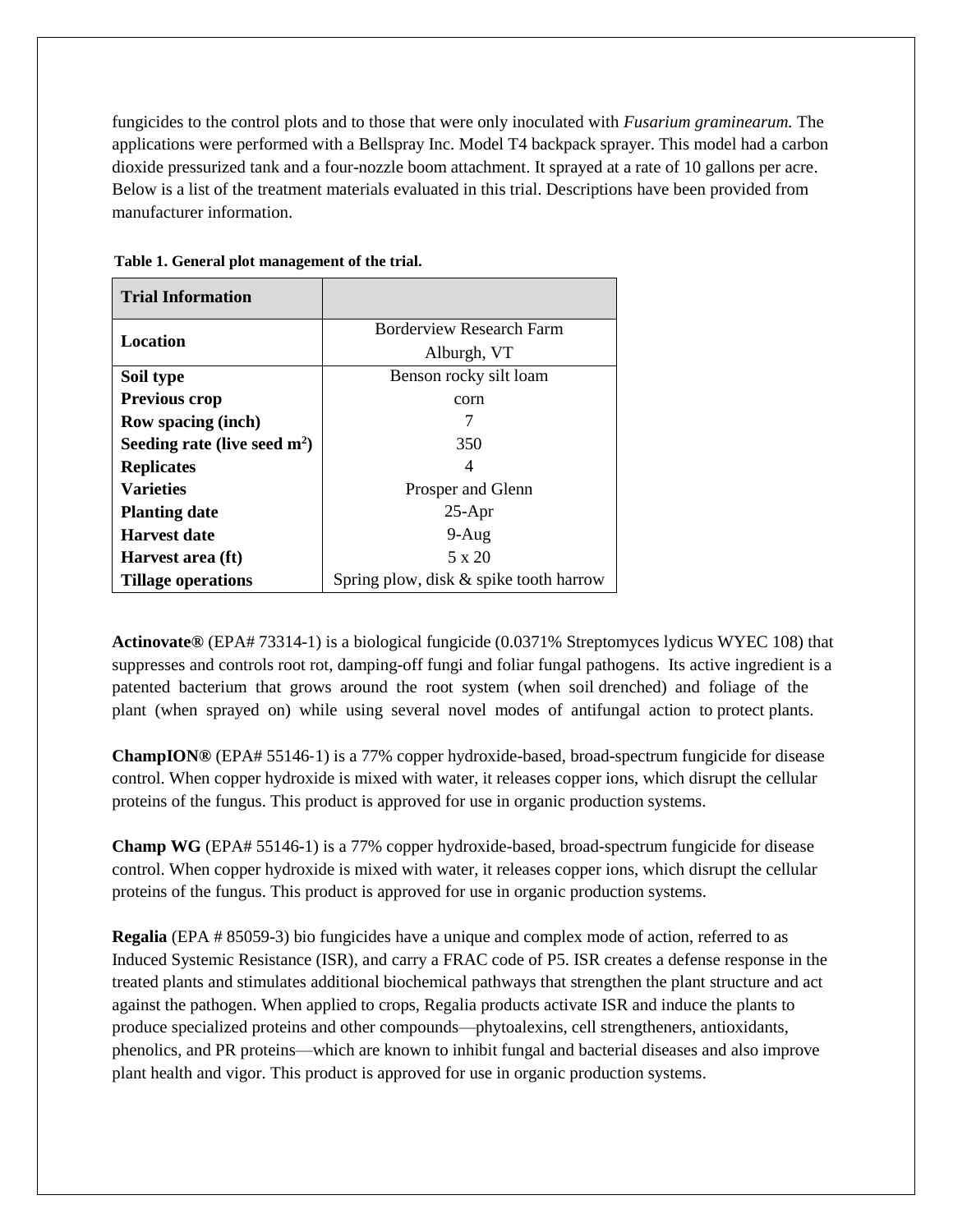fungicides to the control plots and to those that were only inoculated with *Fusarium graminearum.* The applications were performed with a Bellspray Inc. Model T4 backpack sprayer. This model had a carbon dioxide pressurized tank and a four-nozzle boom attachment. It sprayed at a rate of 10 gallons per acre. Below is a list of the treatment materials evaluated in this trial. Descriptions have been provided from manufacturer information.

**Table 1. General plot management of the trial.**

| **Trial Information** | |
|---|---|
| **Location** | Borderview Research Farm Alburgh, VT |
| **Soil type** | Benson rocky silt loam |
| **Previous crop** | corn |
| **Row spacing (inch)** | 7 |
| **Seeding rate (live seed m$^2$)** | 350 |
| **Replicates** | 4 |
| **Varieties** | Prosper and Glenn |
| **Planting date** | 25-Apr |
| **Harvest date** | 9-Aug |
| **Harvest area (ft)** | 5 x 20 |
| **Tillage operations** | Spring plow, disk & spike tooth harrow |

**Actinovate®** (EPA# 73314-1) is a biological fungicide (0.0371% Streptomyces lydicus WYEC 108) that suppresses and controls root rot, damping-off fungi and foliar fungal pathogens. Its active ingredient is a patented bacterium that grows around the root system (when soil drenched) and foliage of the plant (when sprayed on) while using several novel modes of antifungal action to protect plants.

**ChampION®** (EPA# 55146-1) is a 77% copper hydroxide-based, broad-spectrum fungicide for disease control. When copper hydroxide is mixed with water, it releases copper ions, which disrupt the cellular proteins of the fungus. This product is approved for use in organic production systems.

**Champ WG** (EPA# 55146-1) is a 77% copper hydroxide-based, broad-spectrum fungicide for disease control. When copper hydroxide is mixed with water, it releases copper ions, which disrupt the cellular proteins of the fungus. This product is approved for use in organic production systems.

**Regalia** (EPA # 85059-3) bio fungicides have a unique and complex mode of action, referred to as Induced Systemic Resistance (ISR), and carry a FRAC code of P5. ISR creates a defense response in the treated plants and stimulates additional biochemical pathways that strengthen the plant structure and act against the pathogen. When applied to crops, Regalia products activate ISR and induce the plants to produce specialized proteins and other compounds—phytoalexins, cell strengtheners, antioxidants, phenolics, and PR proteins—which are known to inhibit fungal and bacterial diseases and also improve plant health and vigor. This product is approved for use in organic production systems.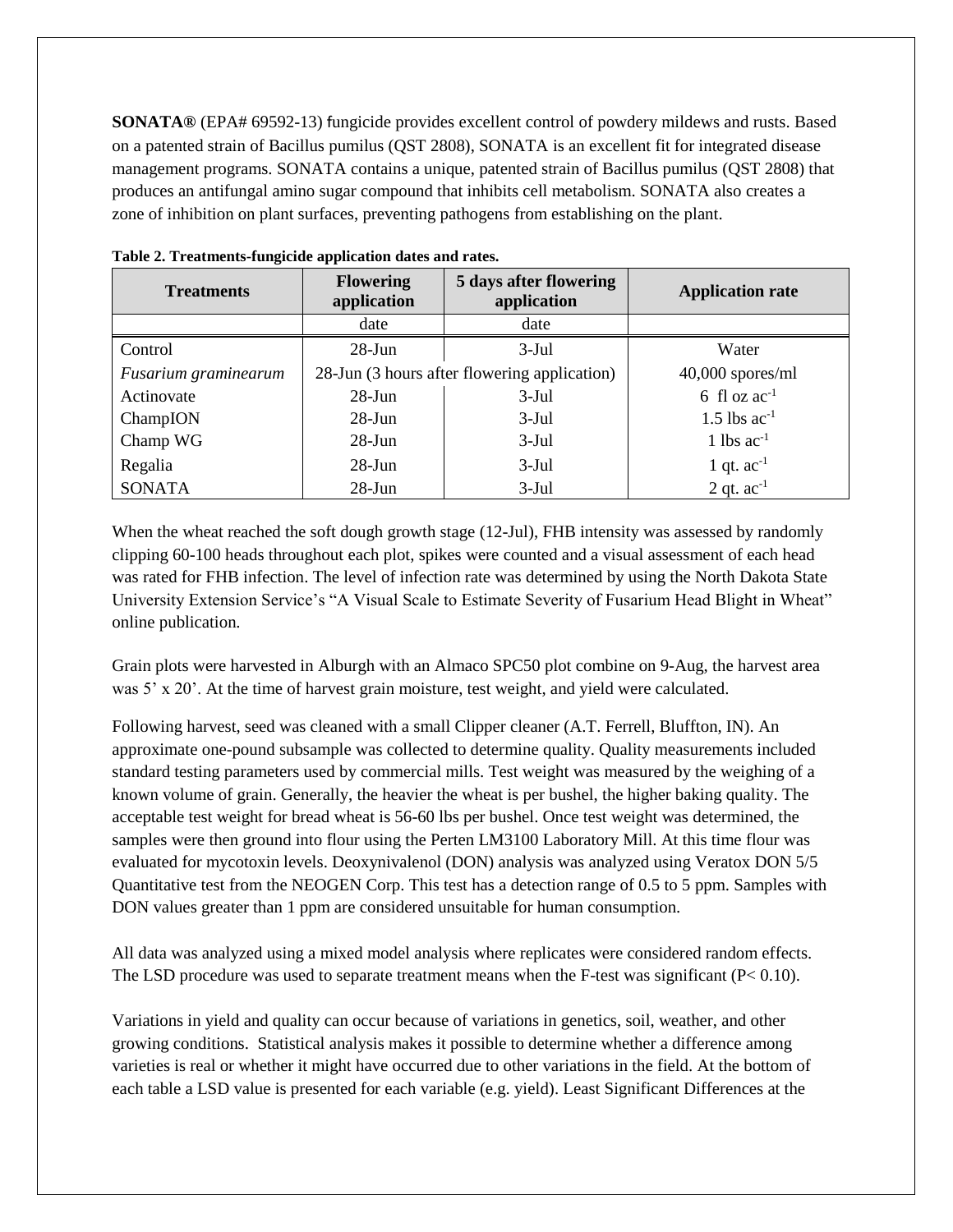**SONATA®** (EPA# 69592-13) fungicide provides excellent control of powdery mildews and rusts. Based on a patented strain of Bacillus pumilus (QST 2808), SONATA is an excellent fit for integrated disease management programs. SONATA contains a unique, patented strain of Bacillus pumilus (QST 2808) that produces an antifungal amino sugar compound that inhibits cell metabolism. SONATA also creates a zone of inhibition on plant surfaces, preventing pathogens from establishing on the plant.

**Table 2. Treatments-fungicide application dates and rates.**

| Treatments | Flowering application | 5 days after flowering application | Application rate |
|---|---|---|---|
| | date | date | |
| Control | 28-Jun | 3-Jul | Water |
| *Fusarium graminearum* | 28-Jun (3 hours after flowering application) | | 40,000 spores/ml |
| Actinovate | 28-Jun | 3-Jul | 6 fl oz $ac^{-1}$ |
| ChampION | 28-Jun | 3-Jul | 1.5 lbs $ac^{-1}$ |
| Champ WG | 28-Jun | 3-Jul | 1 lbs $ac^{-1}$ |
| Regalia | 28-Jun | 3-Jul | 1 qt. $ac^{-1}$ |
| SONATA | 28-Jun | 3-Jul | 2 qt. $ac^{-1}$ |

When the wheat reached the soft dough growth stage (12-Jul), FHB intensity was assessed by randomly clipping 60-100 heads throughout each plot, spikes were counted and a visual assessment of each head was rated for FHB infection. The level of infection rate was determined by using the North Dakota State University Extension Service's "A Visual Scale to Estimate Severity of Fusarium Head Blight in Wheat" online publication.

Grain plots were harvested in Alburgh with an Almaco SPC50 plot combine on 9-Aug, the harvest area was 5' x 20'. At the time of harvest grain moisture, test weight, and yield were calculated.

Following harvest, seed was cleaned with a small Clipper cleaner (A.T. Ferrell, Bluffton, IN). An approximate one-pound subsample was collected to determine quality. Quality measurements included standard testing parameters used by commercial mills. Test weight was measured by the weighing of a known volume of grain. Generally, the heavier the wheat is per bushel, the higher baking quality. The acceptable test weight for bread wheat is 56-60 lbs per bushel. Once test weight was determined, the samples were then ground into flour using the Perten LM3100 Laboratory Mill. At this time flour was evaluated for mycotoxin levels. Deoxynivalenol (DON) analysis was analyzed using Veratox DON 5/5 Quantitative test from the NEOGEN Corp. This test has a detection range of 0.5 to 5 ppm. Samples with DON values greater than 1 ppm are considered unsuitable for human consumption.

All data was analyzed using a mixed model analysis where replicates were considered random effects. The LSD procedure was used to separate treatment means when the F-test was significant ($P < 0.10$).

Variations in yield and quality can occur because of variations in genetics, soil, weather, and other growing conditions. Statistical analysis makes it possible to determine whether a difference among varieties is real or whether it might have occurred due to other variations in the field. At the bottom of each table a LSD value is presented for each variable (e.g. yield). Least Significant Differences at the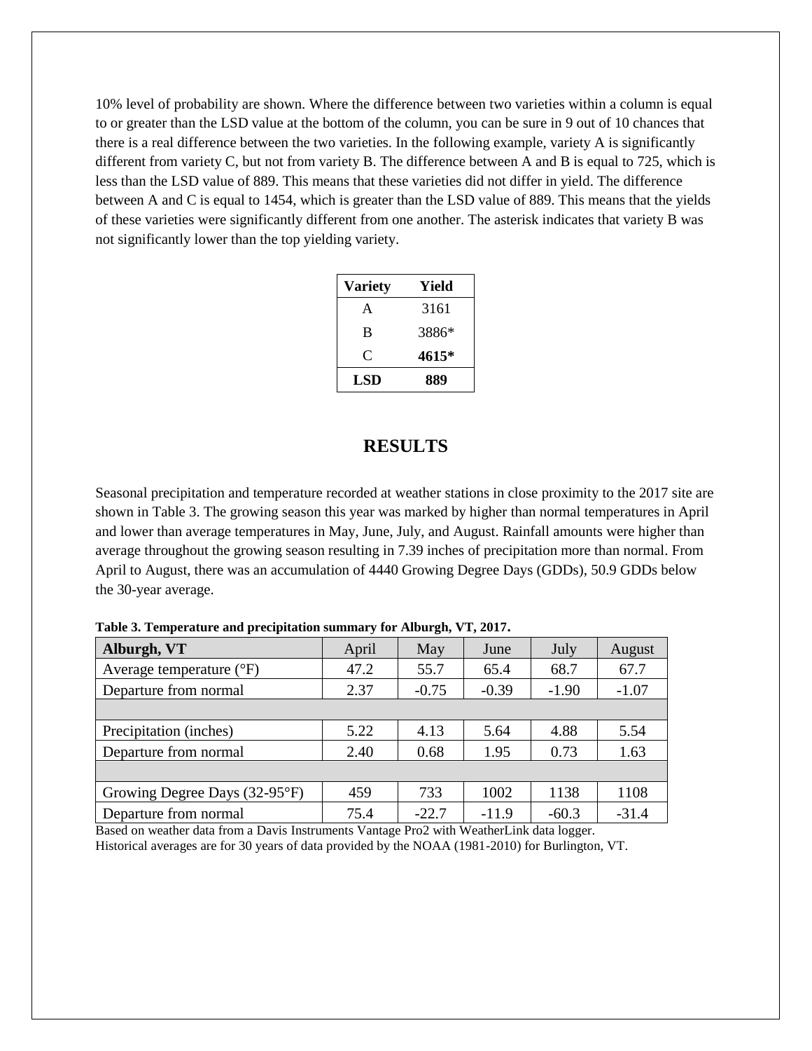10% level of probability are shown. Where the difference between two varieties within a column is equal to or greater than the LSD value at the bottom of the column, you can be sure in 9 out of 10 chances that there is a real difference between the two varieties. In the following example, variety A is significantly different from variety C, but not from variety B. The difference between A and B is equal to 725, which is less than the LSD value of 889. This means that these varieties did not differ in yield. The difference between A and C is equal to 1454, which is greater than the LSD value of 889. This means that the yields of these varieties were significantly different from one another. The asterisk indicates that variety B was not significantly lower than the top yielding variety.

| Variety | Yield |
|---|---|
| A | 3161 |
| B | 3886* |
| C | **4615*** |
| **LSD** | **889** |

# RESULTS

Seasonal precipitation and temperature recorded at weather stations in close proximity to the 2017 site are shown in Table 3. The growing season this year was marked by higher than normal temperatures in April and lower than average temperatures in May, June, July, and August. Rainfall amounts were higher than average throughout the growing season resulting in 7.39 inches of precipitation more than normal. From April to August, there was an accumulation of 4440 Growing Degree Days (GDDs), 50.9 GDDs below the 30-year average.

**Table 3. Temperature and precipitation summary for Alburgh, VT, 2017.**

| **Alburgh, VT** | April | May | June | July | August |
|---|---|---|---|---|---|
| Average temperature (°F) | 47.2 | 55.7 | 65.4 | 68.7 | 67.7 |
| Departure from normal | 2.37 | -0.75 | -0.39 | -1.90 | -1.07 |
| | | | | | |
| Precipitation (inches) | 5.22 | 4.13 | 5.64 | 4.88 | 5.54 |
| Departure from normal | 2.40 | 0.68 | 1.95 | 0.73 | 1.63 |
| | | | | | |
| Growing Degree Days (32-95°F) | 459 | 733 | 1002 | 1138 | 1108 |
| Departure from normal | 75.4 | -22.7 | -11.9 | -60.3 | -31.4 |

Based on weather data from a Davis Instruments Vantage Pro2 with WeatherLink data logger.
Historical averages are for 30 years of data provided by the NOAA (1981-2010) for Burlington, VT.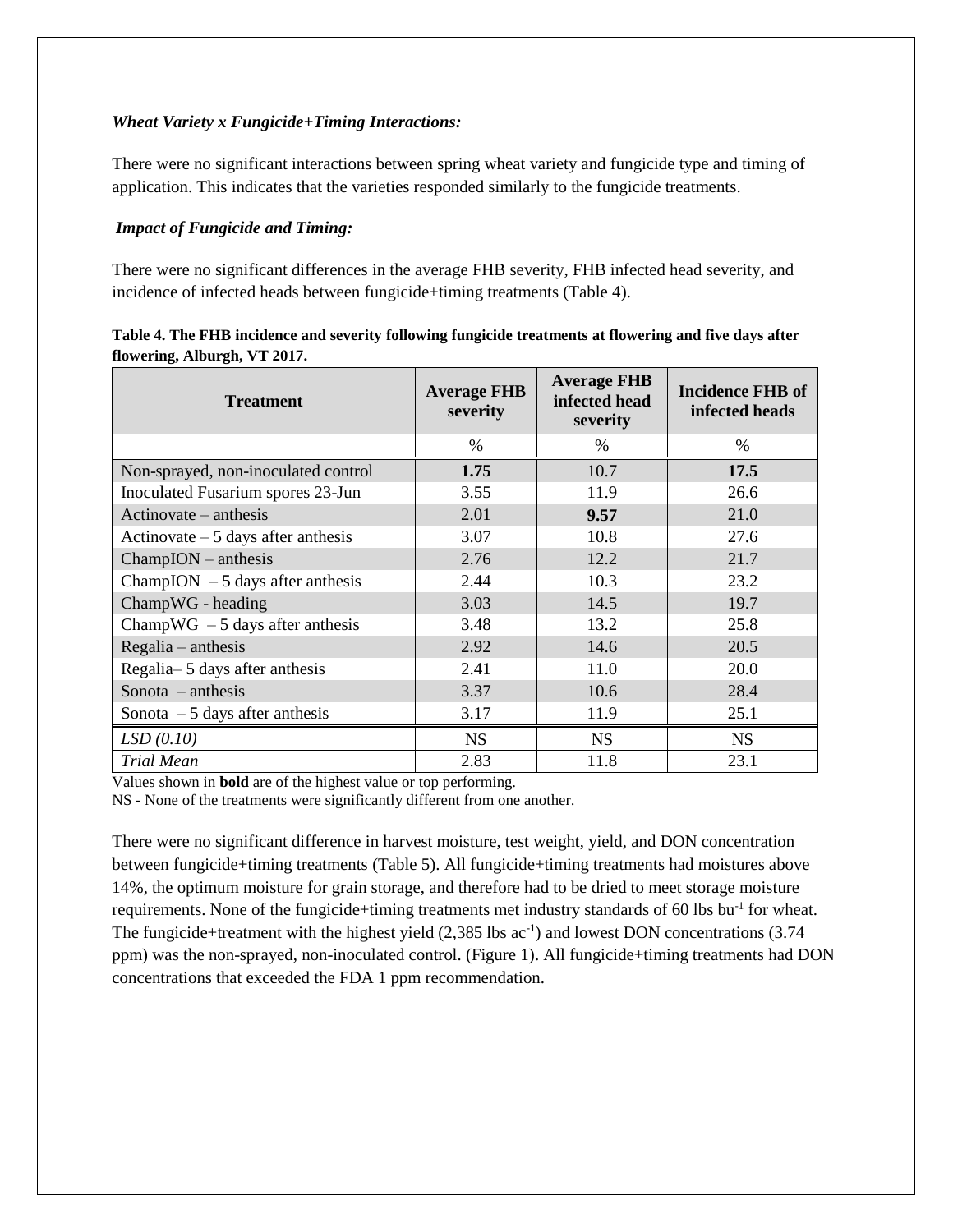***Wheat Variety x Fungicide+Timing Interactions:***

There were no significant interactions between spring wheat variety and fungicide type and timing of application. This indicates that the varieties responded similarly to the fungicide treatments.

***Impact of Fungicide and Timing:***

There were no significant differences in the average FHB severity, FHB infected head severity, and incidence of infected heads between fungicide+timing treatments (Table 4).

**Table 4. The FHB incidence and severity following fungicide treatments at flowering and five days after flowering, Alburgh, VT 2017.**

| Treatment | Average FHB severity | Average FHB infected head severity | Incidence FHB of infected heads |
|---|---|---|---|
| | % | % | % |
| Non-sprayed, non-inoculated control | **1.75** | 10.7 | **17.5** |
| Inoculated Fusarium spores 23-Jun | 3.55 | 11.9 | 26.6 |
| Actinovate – anthesis | 2.01 | **9.57** | 21.0 |
| Actinovate – 5 days after anthesis | 3.07 | 10.8 | 27.6 |
| ChampION – anthesis | 2.76 | 12.2 | 21.7 |
| ChampION – 5 days after anthesis | 2.44 | 10.3 | 23.2 |
| ChampWG - heading | 3.03 | 14.5 | 19.7 |
| ChampWG – 5 days after anthesis | 3.48 | 13.2 | 25.8 |
| Regalia – anthesis | 2.92 | 14.6 | 20.5 |
| Regalia– 5 days after anthesis | 2.41 | 11.0 | 20.0 |
| Sonota – anthesis | 3.37 | 10.6 | 28.4 |
| Sonota – 5 days after anthesis | 3.17 | 11.9 | 25.1 |
| *LSD (0.10)* | NS | NS | NS |
| *Trial Mean* | 2.83 | 11.8 | 23.1 |

Values shown in **bold** are of the highest value or top performing.
NS - None of the treatments were significantly different from one another.

There were no significant difference in harvest moisture, test weight, yield, and DON concentration between fungicide+timing treatments (Table 5). All fungicide+timing treatments had moistures above 14%, the optimum moisture for grain storage, and therefore had to be dried to meet storage moisture requirements. None of the fungicide+timing treatments met industry standards of 60 lbs $bu^{-1}$ for wheat. The fungicide+treatment with the highest yield (2,385 lbs $ac^{-1}$) and lowest DON concentrations (3.74 ppm) was the non-sprayed, non-inoculated control. (Figure 1). All fungicide+timing treatments had DON concentrations that exceeded the FDA 1 ppm recommendation.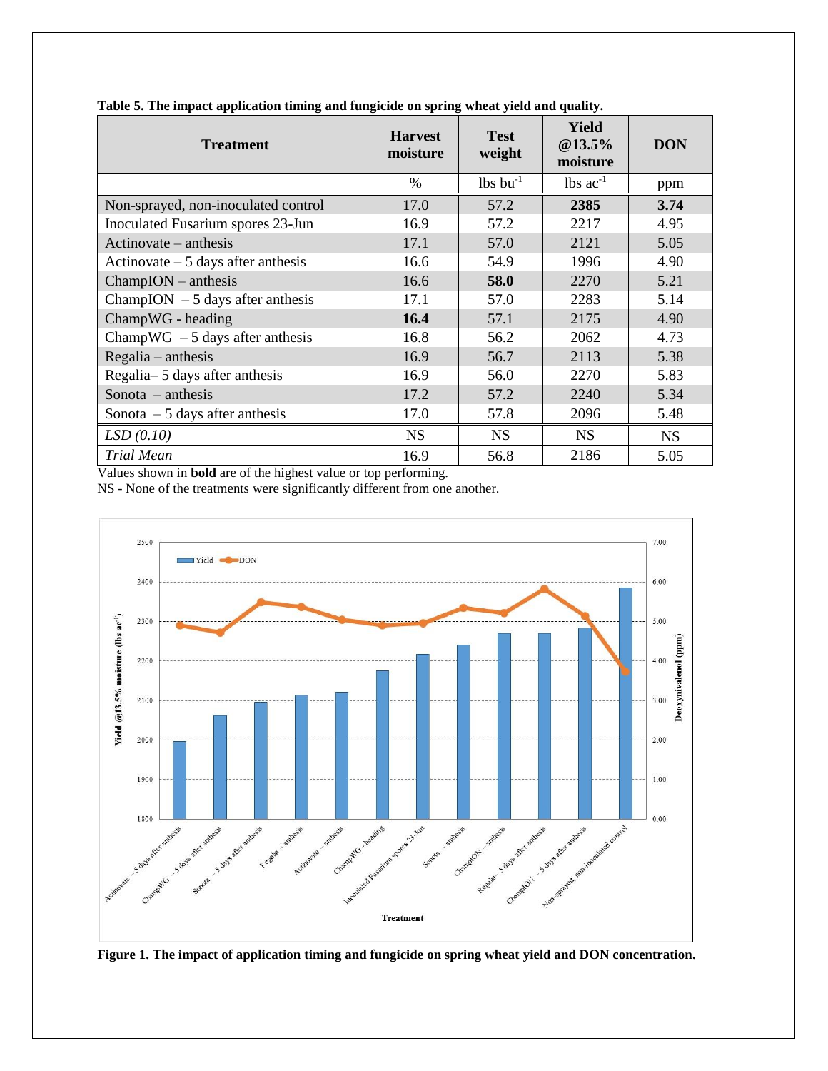**Table 5. The impact application timing and fungicide on spring wheat yield and quality.**

| Treatment | Harvest moisture | Test weight | Yield @13.5% moisture | DON |
|---|---|---|---|---|
| | % | lbs bu$^{-1}$ | lbs ac$^{-1}$ | ppm |
| Non-sprayed, non-inoculated control | 17.0 | 57.2 | **2385** | **3.74** |
| Inoculated Fusarium spores 23-Jun | 16.9 | 57.2 | 2217 | 4.95 |
| Actinovate – anthesis | 17.1 | 57.0 | 2121 | 5.05 |
| Actinovate – 5 days after anthesis | 16.6 | 54.9 | 1996 | 4.90 |
| ChampION – anthesis | 16.6 | **58.0** | 2270 | 5.21 |
| ChampION – 5 days after anthesis | 17.1 | 57.0 | 2283 | 5.14 |
| ChampWG - heading | **16.4** | 57.1 | 2175 | 4.90 |
| ChampWG – 5 days after anthesis | 16.8 | 56.2 | 2062 | 4.73 |
| Regalia – anthesis | 16.9 | 56.7 | 2113 | 5.38 |
| Regalia– 5 days after anthesis | 16.9 | 56.0 | 2270 | 5.83 |
| Sonota – anthesis | 17.2 | 57.2 | 2240 | 5.34 |
| Sonota – 5 days after anthesis | 17.0 | 57.8 | 2096 | 5.48 |
| *LSD (0.10)* | NS | NS | NS | NS |
| *Trial Mean* | 16.9 | 56.8 | 2186 | 5.05 |

Values shown in **bold** are of the highest value or top performing.
NS - None of the treatments were significantly different from one another.

**Figure 1. The impact of application timing and fungicide on spring wheat yield and DON concentration.**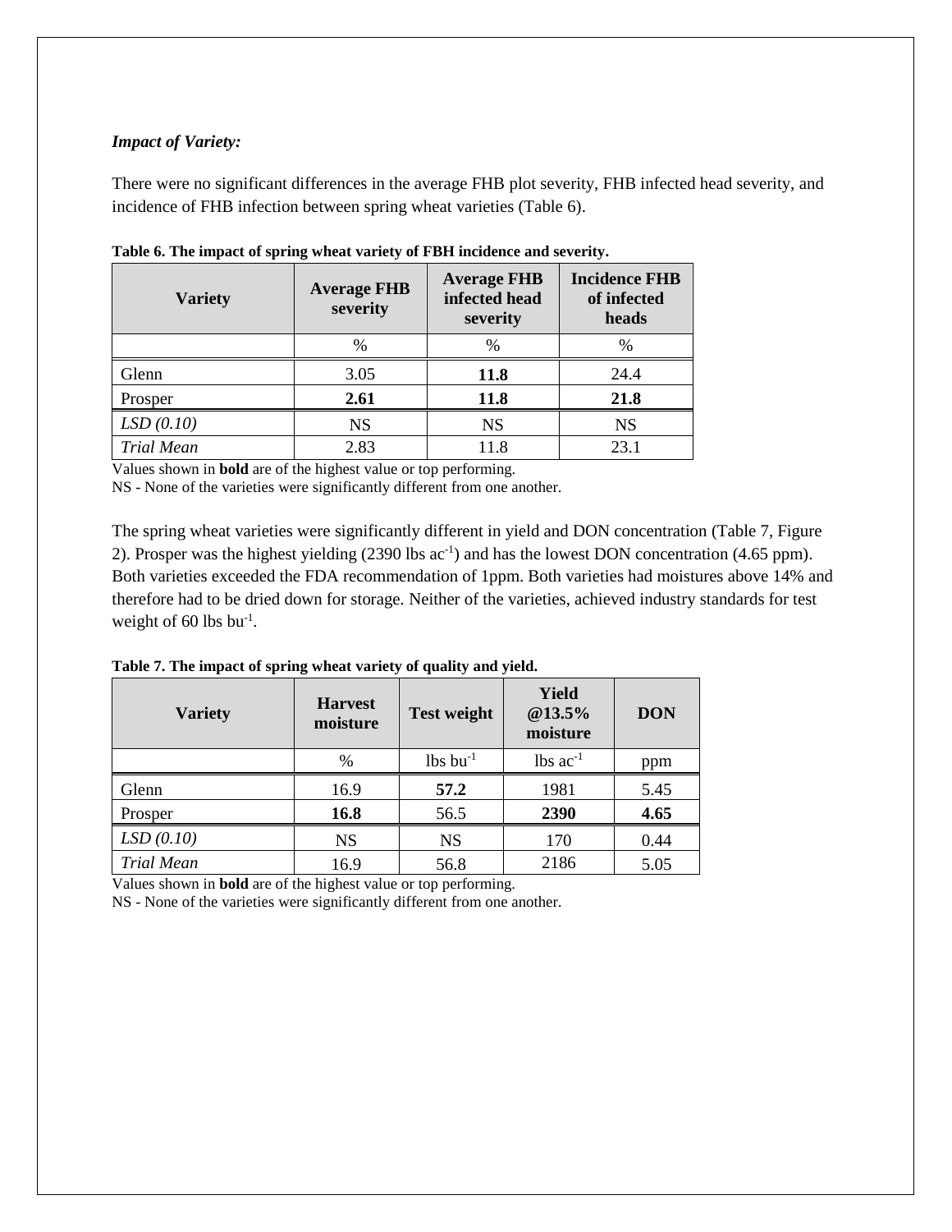***Impact of Variety:***

There were no significant differences in the average FHB plot severity, FHB infected head severity, and incidence of FHB infection between spring wheat varieties (Table 6).

**Table 6. The impact of spring wheat variety of FBH incidence and severity.**

| Variety | Average FHB severity | Average FHB infected head severity | Incidence FHB of infected heads |
|---|---|---|---|
| | % | % | % |
| Glenn | 3.05 | **11.8** | 24.4 |
| Prosper | **2.61** | **11.8** | **21.8** |
| *LSD (0.10)* | NS | NS | NS |
| *Trial Mean* | 2.83 | 11.8 | 23.1 |

Values shown in **bold** are of the highest value or top performing.
NS - None of the varieties were significantly different from one another.

The spring wheat varieties were significantly different in yield and DON concentration (Table 7, Figure 2). Prosper was the highest yielding (2390 lbs $ac^{-1}$) and has the lowest DON concentration (4.65 ppm). Both varieties exceeded the FDA recommendation of 1ppm. Both varieties had moistures above 14% and therefore had to be dried down for storage. Neither of the varieties, achieved industry standards for test weight of 60 lbs $bu^{-1}$.

**Table 7. The impact of spring wheat variety of quality and yield.**

| Variety | Harvest moisture | Test weight | Yield @13.5% moisture | DON |
|---|---|---|---|---|
| | % | lbs $bu^{-1}$ | lbs $ac^{-1}$ | ppm |
| Glenn | 16.9 | **57.2** | 1981 | 5.45 |
| Prosper | **16.8** | 56.5 | **2390** | **4.65** |
| *LSD (0.10)* | NS | NS | 170 | 0.44 |
| *Trial Mean* | 16.9 | 56.8 | 2186 | 5.05 |

Values shown in **bold** are of the highest value or top performing.
NS - None of the varieties were significantly different from one another.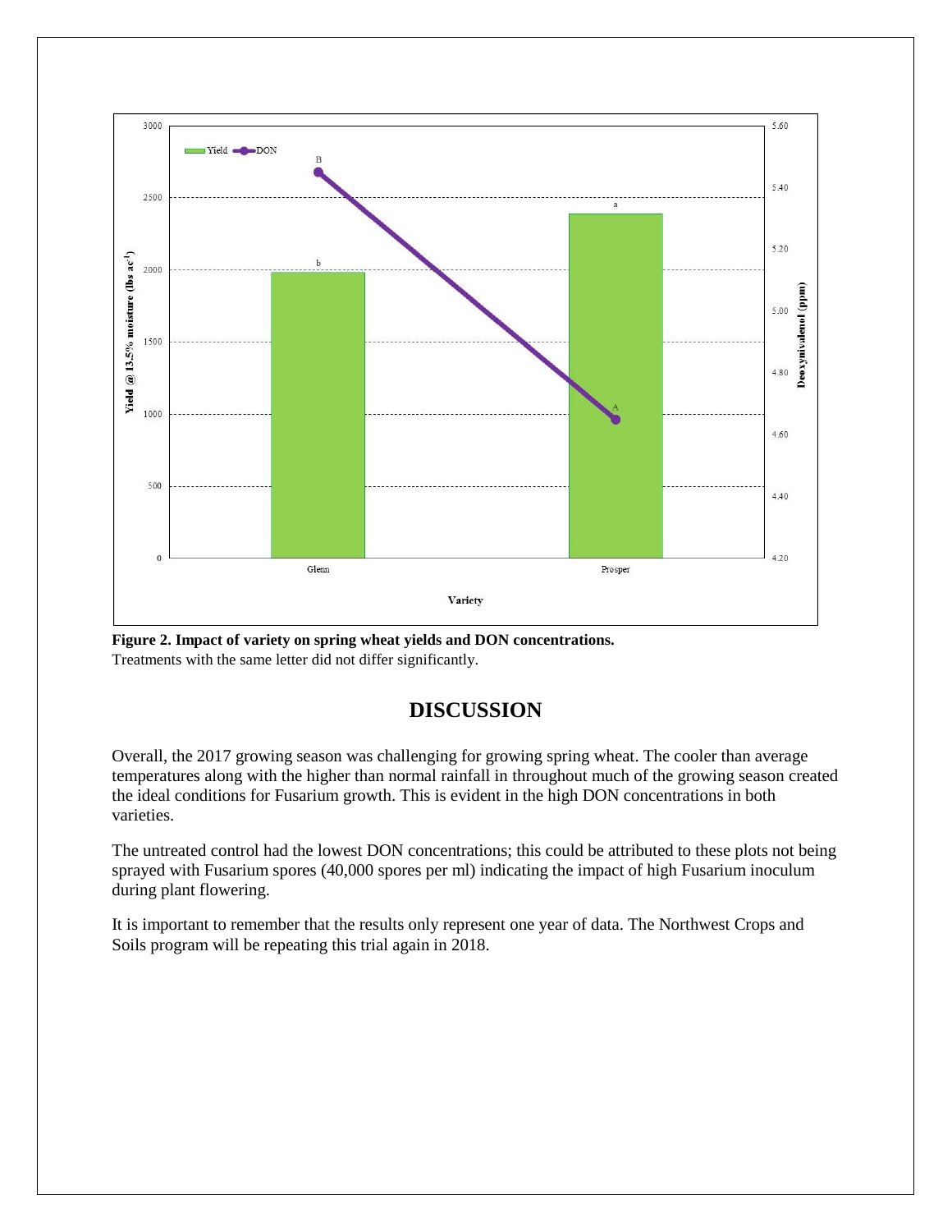**Figure 2. Impact of variety on spring wheat yields and DON concentrations.**
Treatments with the same letter did not differ significantly.

## DISCUSSION

Overall, the 2017 growing season was challenging for growing spring wheat. The cooler than average temperatures along with the higher than normal rainfall in throughout much of the growing season created the ideal conditions for Fusarium growth. This is evident in the high DON concentrations in both varieties.

The untreated control had the lowest DON concentrations; this could be attributed to these plots not being sprayed with Fusarium spores (40,000 spores per ml) indicating the impact of high Fusarium inoculum during plant flowering.

It is important to remember that the results only represent one year of data. The Northwest Crops and Soils program will be repeating this trial again in 2018.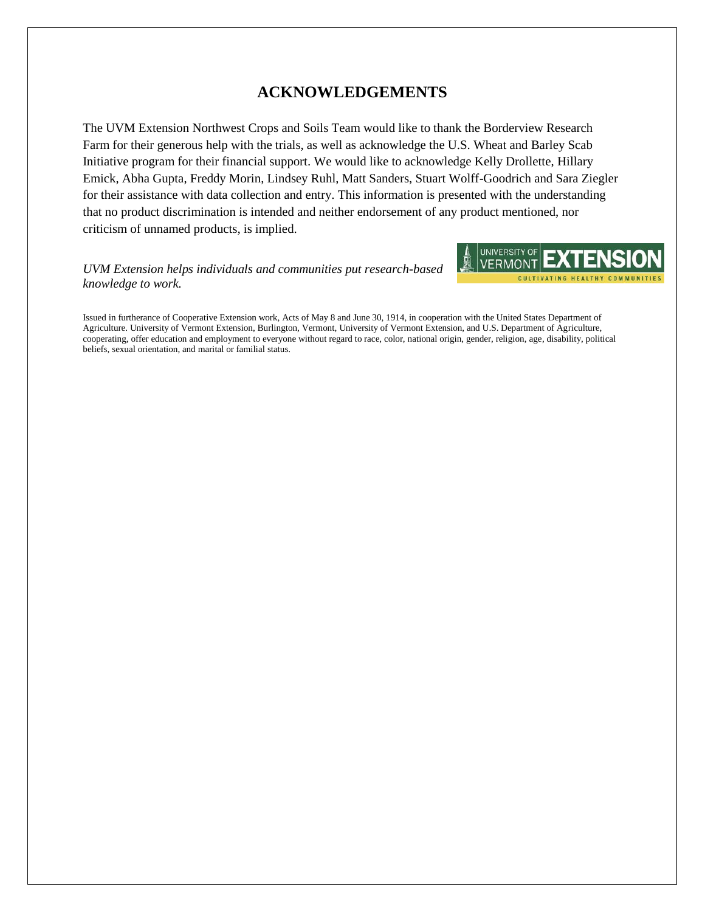## ACKNOWLEDGEMENTS

The UVM Extension Northwest Crops and Soils Team would like to thank the Borderview Research Farm for their generous help with the trials, as well as acknowledge the U.S. Wheat and Barley Scab Initiative program for their financial support. We would like to acknowledge Kelly Drollette, Hillary Emick, Abha Gupta, Freddy Morin, Lindsey Ruhl, Matt Sanders, Stuart Wolff-Goodrich and Sara Ziegler for their assistance with data collection and entry. This information is presented with the understanding that no product discrimination is intended and neither endorsement of any product mentioned, nor criticism of unnamed products, is implied.

*UVM Extension helps individuals and communities put research-based knowledge to work.*

UNIVERSITY OF VERMONT EXTENSION
CULTIVATING HEALTHY COMMUNITIES

Issued in furtherance of Cooperative Extension work, Acts of May 8 and June 30, 1914, in cooperation with the United States Department of Agriculture. University of Vermont Extension, Burlington, Vermont, University of Vermont Extension, and U.S. Department of Agriculture, cooperating, offer education and employment to everyone without regard to race, color, national origin, gender, religion, age, disability, political beliefs, sexual orientation, and marital or familial status.